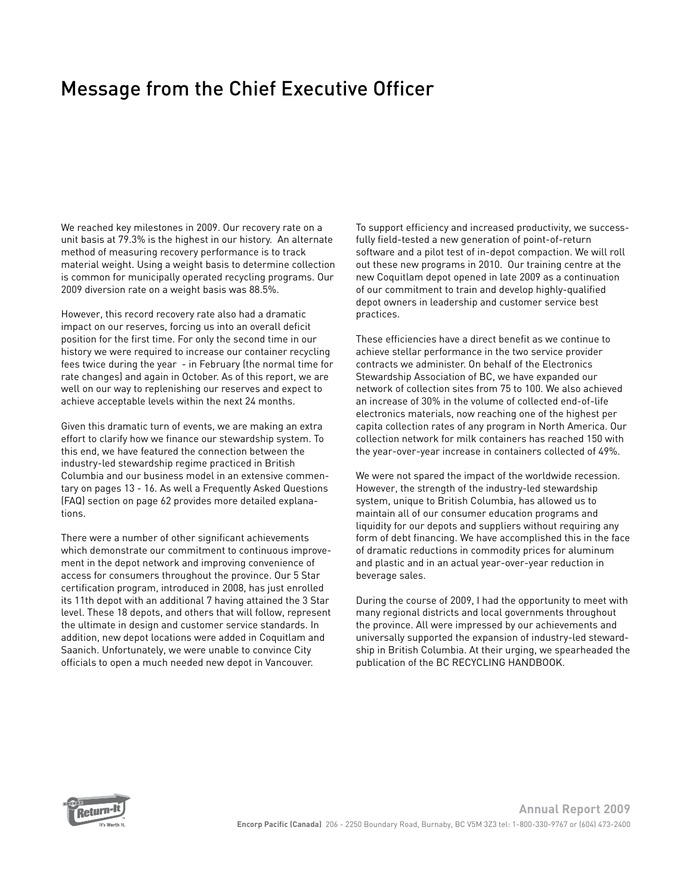# Message from the Chief Executive Officer

We reached key milestones in 2009. Our recovery rate on a unit basis at 79.3% is the highest in our history. An alternate method of measuring recovery performance is to track material weight. Using a weight basis to determine collection is common for municipally operated recycling programs. Our 2009 diversion rate on a weight basis was 88.5%.

However, this record recovery rate also had a dramatic impact on our reserves, forcing us into an overall deficit position for the first time. For only the second time in our history we were required to increase our container recycling fees twice during the year - in February (the normal time for rate changes) and again in October. As of this report, we are well on our way to replenishing our reserves and expect to achieve acceptable levels within the next 24 months.

Given this dramatic turn of events, we are making an extra effort to clarify how we finance our stewardship system. To this end, we have featured the connection between the industry-led stewardship regime practiced in British Columbia and our business model in an extensive commentary on pages 13 - 16. As well a Frequently Asked Questions (FAQ) section on page 62 provides more detailed explanations.

There were a number of other significant achievements which demonstrate our commitment to continuous improvement in the depot network and improving convenience of access for consumers throughout the province. Our 5 Star certification program, introduced in 2008, has just enrolled its 11th depot with an additional 7 having attained the 3 Star level. These 18 depots, and others that will follow, represent the ultimate in design and customer service standards. In addition, new depot locations were added in Coquitlam and Saanich. Unfortunately, we were unable to convince City officials to open a much needed new depot in Vancouver.

To support efficiency and increased productivity, we successfully field-tested a new generation of point-of-return software and a pilot test of in-depot compaction. We will roll out these new programs in 2010. Our training centre at the new Coquitlam depot opened in late 2009 as a continuation of our commitment to train and develop highly-qualified depot owners in leadership and customer service best practices.

These efficiencies have a direct benefit as we continue to achieve stellar performance in the two service provider contracts we administer. On behalf of the Electronics Stewardship Association of BC, we have expanded our network of collection sites from 75 to 100. We also achieved an increase of 30% in the volume of collected end-of-life electronics materials, now reaching one of the highest per capita collection rates of any program in North America. Our collection network for milk containers has reached 150 with the year-over-year increase in containers collected of 49%.

We were not spared the impact of the worldwide recession. However, the strength of the industry-led stewardship system, unique to British Columbia, has allowed us to maintain all of our consumer education programs and liquidity for our depots and suppliers without requiring any form of debt financing. We have accomplished this in the face of dramatic reductions in commodity prices for aluminum and plastic and in an actual year-over-year reduction in beverage sales.

During the course of 2009, I had the opportunity to meet with many regional districts and local governments throughout the province. All were impressed by our achievements and universally supported the expansion of industry-led stewardship in British Columbia. At their urging, we spearheaded the publication of the BC RECYCLING HANDBOOK.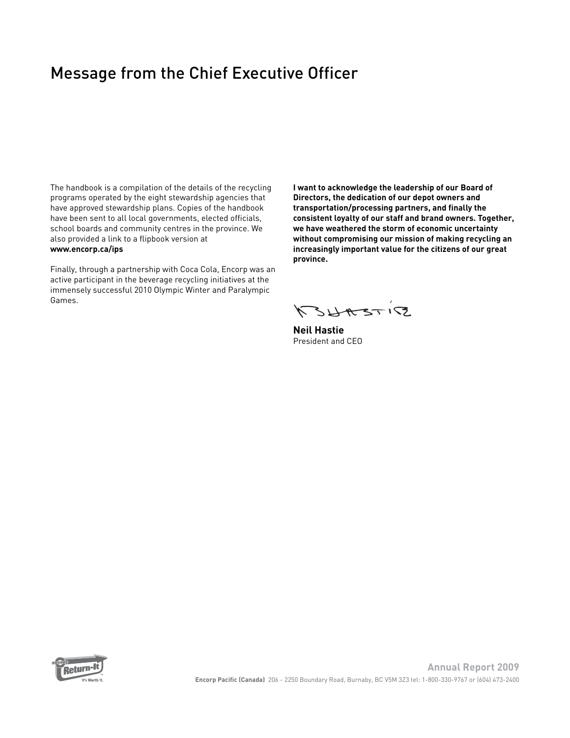# Message from the Chief Executive Officer

The handbook is a compilation of the details of the recycling programs operated by the eight stewardship agencies that have approved stewardship plans. Copies of the handbook have been sent to all local governments, elected officials, school boards and community centres in the province. We also provided a link to a flipbook version at **www.encorp.ca/ips**

Finally, through a partnership with Coca Cola, Encorp was an active participant in the beverage recycling initiatives at the immensely successful 2010 Olympic Winter and Paralympic Games.

**I want to acknowledge the leadership of our Board of Directors, the dedication of our depot owners and transportation/processing partners, and finally the consistent loyalty of our staff and brand owners. Together, we have weathered the storm of economic uncertainty without compromising our mission of making recycling an increasingly important value for the citizens of our great province.**

**Neil Hastie**
President and CEO